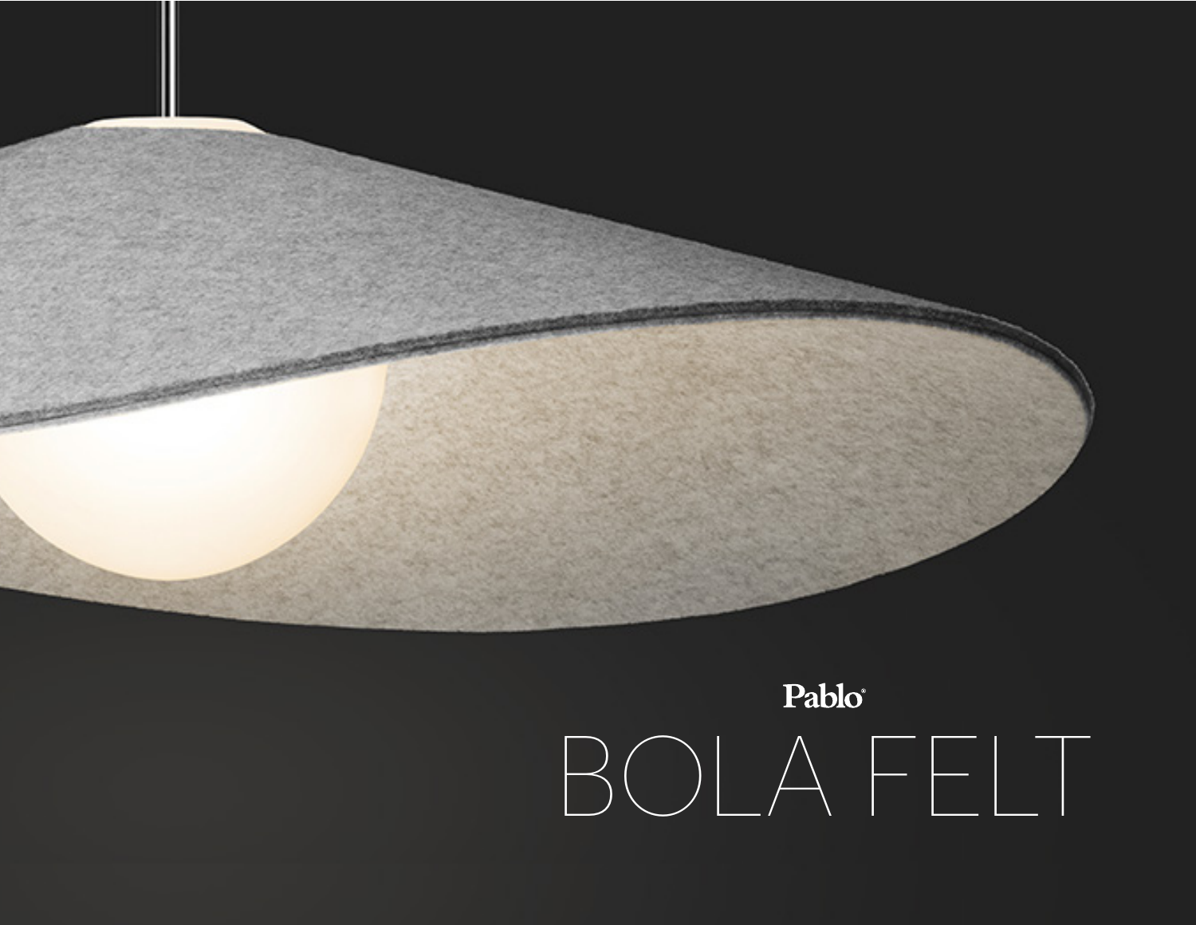Pablo®

# BOLA FELT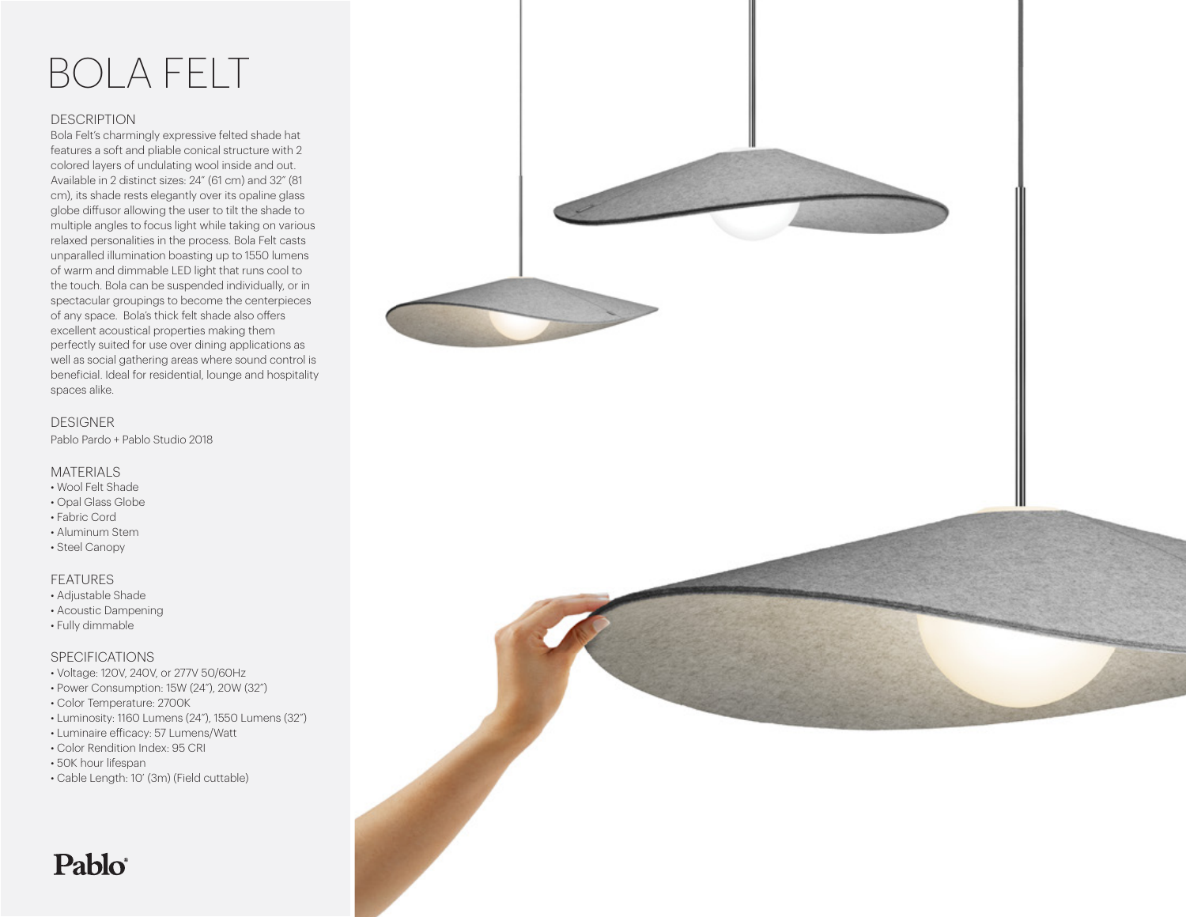# BOLA FELT

## DESCRIPTION

Bola Felt's charmingly expressive felted shade hat features a soft and pliable conical structure with 2 colored layers of undulating wool inside and out. Available in 2 distinct sizes: 24" (61 cm) and 32" (81 cm), its shade rests elegantly over its opaline glass globe diffusor allowing the user to tilt the shade to multiple angles to focus light while taking on various relaxed personalities in the process. Bola Felt casts unparalled illumination boasting up to 1550 lumens of warm and dimmable LED light that runs cool to the touch. Bola can be suspended individually, or in spectacular groupings to become the centerpieces of any space. Bola's thick felt shade also offers excellent acoustical properties making them perfectly suited for use over dining applications as well as social gathering areas where sound control is beneficial. Ideal for residential, lounge and hospitality spaces alike.

## DESIGNER

Pablo Pardo + Pablo Studio 2018

## MATERIALS

- Wool Felt Shade
- Opal Glass Globe
- Fabric Cord
- Aluminum Stem
- Steel Canopy

## FEATURES

- Adjustable Shade
- Acoustic Dampening
- Fully dimmable

## SPECIFICATIONS

- Voltage: 120V, 240V, or 277V 50/60Hz
- Power Consumption: 15W (24"), 20W (32")
- Color Temperature: 2700K
- Luminosity: 1160 Lumens (24"), 1550 Lumens (32")
- Luminaire efficacy: 57 Lumens/Watt
- Color Rendition Index: 95 CRI
- 50K hour lifespan
- Cable Length: 10' (3m) (Field cuttable)

Pablo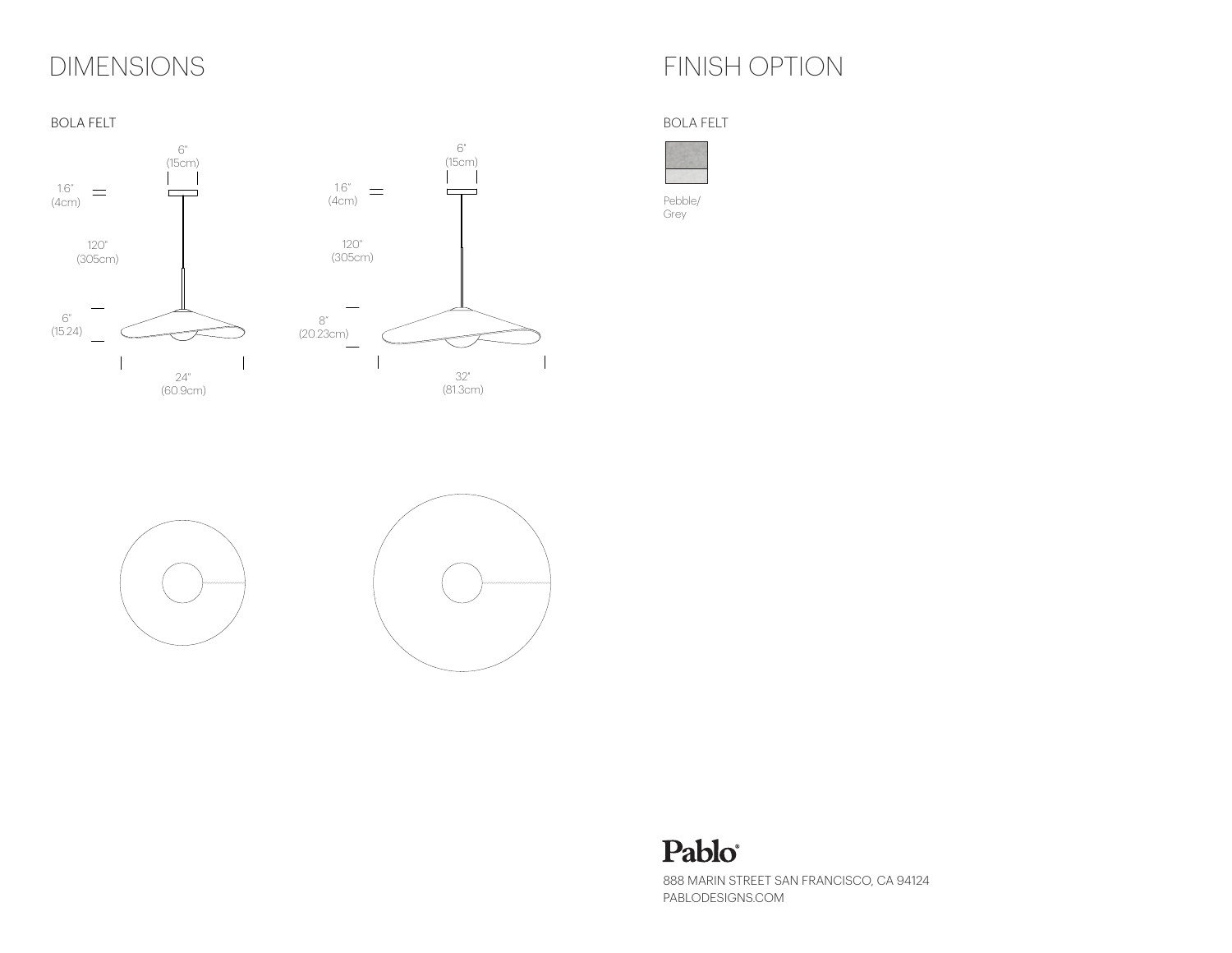# DIMENSIONS

BOLA FELT

6"
(15cm)

1.6"
(4cm)

120"
(305cm)

6"
(15.24)

24"
(60.9cm)

6"
(15cm)

1.6"
(4cm)

120"
(305cm)

8"
(20.23cm)

32"
(81.3cm)

# FINISH OPTION

BOLA FELT

Pebble/
Grey

**Pablo**®

888 MARIN STREET SAN FRANCISCO, CA 94124
PABLODESIGNS.COM